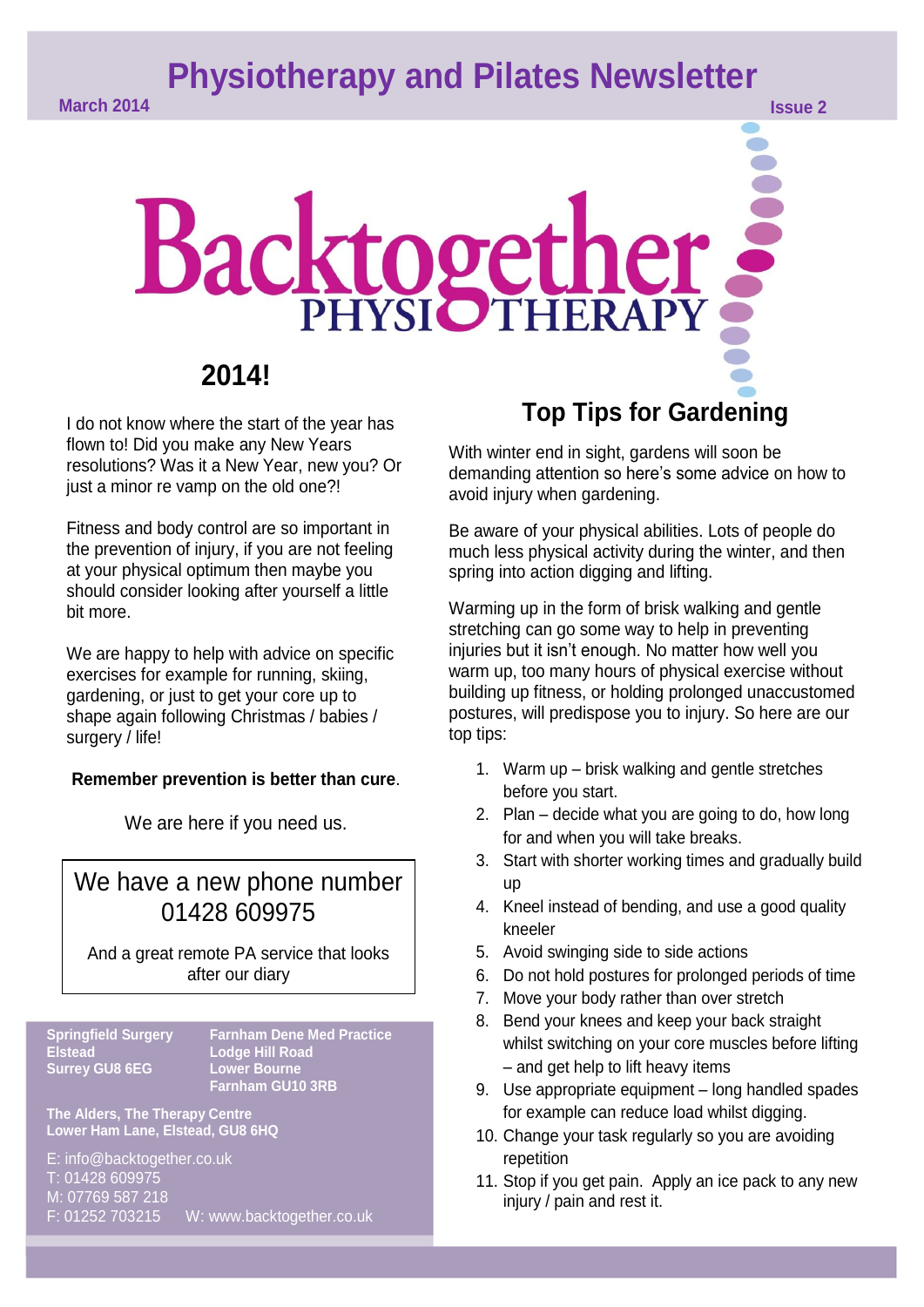# Physiotherapy and Pilates Newsletter

March 2014

Issue 2

Backtogether PHYSIOTHERAPY

## 2014!

I do not know where the start of the year has flown to! Did you make any New Years resolutions? Was it a New Year, new you? Or just a minor re vamp on the old one?!

Fitness and body control are so important in the prevention of injury, if you are not feeling at your physical optimum then maybe you should consider looking after yourself a little bit more.

We are happy to help with advice on specific exercises for example for running, skiing, gardening, or just to get your core up to shape again following Christmas / babies / surgery / life!

**Remember prevention is better than cure**.

We are here if you need us.

> We have a new phone number
> 01428 609975
>
> And a great remote PA service that looks after our diary

**Springfield Surgery**
**Elstead**
**Surrey GU8 6EG**

**Farnham Dene Med Practice**
**Lodge Hill Road**
**Lower Bourne**
**Farnham GU10 3RB**

**The Alders, The Therapy Centre**
**Lower Ham Lane, Elstead, GU8 6HQ**

E: info@backtogether.co.uk
T: 01428 609975
M: 07769 587 218
F: 01252 703215 W: www.backtogether.co.uk

## Top Tips for Gardening

With winter end in sight, gardens will soon be demanding attention so here's some advice on how to avoid injury when gardening.

Be aware of your physical abilities. Lots of people do much less physical activity during the winter, and then spring into action digging and lifting.

Warming up in the form of brisk walking and gentle stretching can go some way to help in preventing injuries but it isn't enough. No matter how well you warm up, too many hours of physical exercise without building up fitness, or holding prolonged unaccustomed postures, will predispose you to injury. So here are our top tips:

1. Warm up – brisk walking and gentle stretches before you start.
2. Plan – decide what you are going to do, how long for and when you will take breaks.
3. Start with shorter working times and gradually build up
4. Kneel instead of bending, and use a good quality kneeler
5. Avoid swinging side to side actions
6. Do not hold postures for prolonged periods of time
7. Move your body rather than over stretch
8. Bend your knees and keep your back straight whilst switching on your core muscles before lifting – and get help to lift heavy items
9. Use appropriate equipment – long handled spades for example can reduce load whilst digging.
10. Change your task regularly so you are avoiding repetition
11. Stop if you get pain. Apply an ice pack to any new injury / pain and rest it.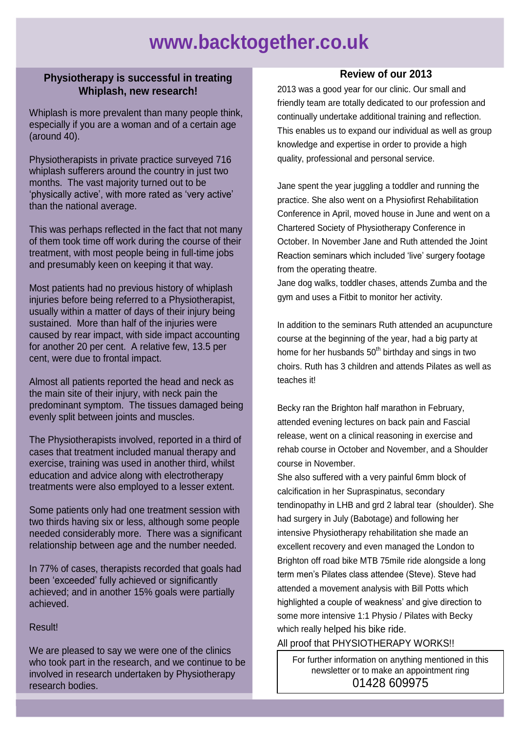# www.backtogether.co.uk

## Physiotherapy is successful in treating Whiplash, new research!

Whiplash is more prevalent than many people think, especially if you are a woman and of a certain age (around 40).

Physiotherapists in private practice surveyed 716 whiplash sufferers around the country in just two months. The vast majority turned out to be 'physically active', with more rated as 'very active' than the national average.

This was perhaps reflected in the fact that not many of them took time off work during the course of their treatment, with most people being in full-time jobs and presumably keen on keeping it that way.

Most patients had no previous history of whiplash injuries before being referred to a Physiotherapist, usually within a matter of days of their injury being sustained. More than half of the injuries were caused by rear impact, with side impact accounting for another 20 per cent. A relative few, 13.5 per cent, were due to frontal impact.

Almost all patients reported the head and neck as the main site of their injury, with neck pain the predominant symptom. The tissues damaged being evenly split between joints and muscles.

The Physiotherapists involved, reported in a third of cases that treatment included manual therapy and exercise, training was used in another third, whilst education and advice along with electrotherapy treatments were also employed to a lesser extent.

Some patients only had one treatment session with two thirds having six or less, although some people needed considerably more. There was a significant relationship between age and the number needed.

In 77% of cases, therapists recorded that goals had been 'exceeded' fully achieved or significantly achieved; and in another 15% goals were partially achieved.

Result!

We are pleased to say we were one of the clinics who took part in the research, and we continue to be involved in research undertaken by Physiotherapy research bodies.

## Review of our 2013

2013 was a good year for our clinic. Our small and friendly team are totally dedicated to our profession and continually undertake additional training and reflection. This enables us to expand our individual as well as group knowledge and expertise in order to provide a high quality, professional and personal service.

Jane spent the year juggling a toddler and running the practice. She also went on a Physiofirst Rehabilitation Conference in April, moved house in June and went on a Chartered Society of Physiotherapy Conference in October. In November Jane and Ruth attended the Joint Reaction seminars which included 'live' surgery footage from the operating theatre.
Jane dog walks, toddler chases, attends Zumba and the gym and uses a Fitbit to monitor her activity.

In addition to the seminars Ruth attended an acupuncture course at the beginning of the year, had a big party at home for her husbands 50th birthday and sings in two choirs. Ruth has 3 children and attends Pilates as well as teaches it!

Becky ran the Brighton half marathon in February, attended evening lectures on back pain and Fascial release, went on a clinical reasoning in exercise and rehab course in October and November, and a Shoulder course in November.
She also suffered with a very painful 6mm block of calcification in her Supraspinatus, secondary tendinopathy in LHB and grd 2 labral tear (shoulder). She had surgery in July (Babotage) and following her intensive Physiotherapy rehabilitation she made an excellent recovery and even managed the London to Brighton off road bike MTB 75mile ride alongside a long term men's Pilates class attendee (Steve). Steve had attended a movement analysis with Bill Potts which highlighted a couple of weakness' and give direction to some more intensive 1:1 Physio / Pilates with Becky which really helped his bike ride.
All proof that PHYSIOTHERAPY WORKS!!

For further information on anything mentioned in this newsletter or to make an appointment ring
01428 609975